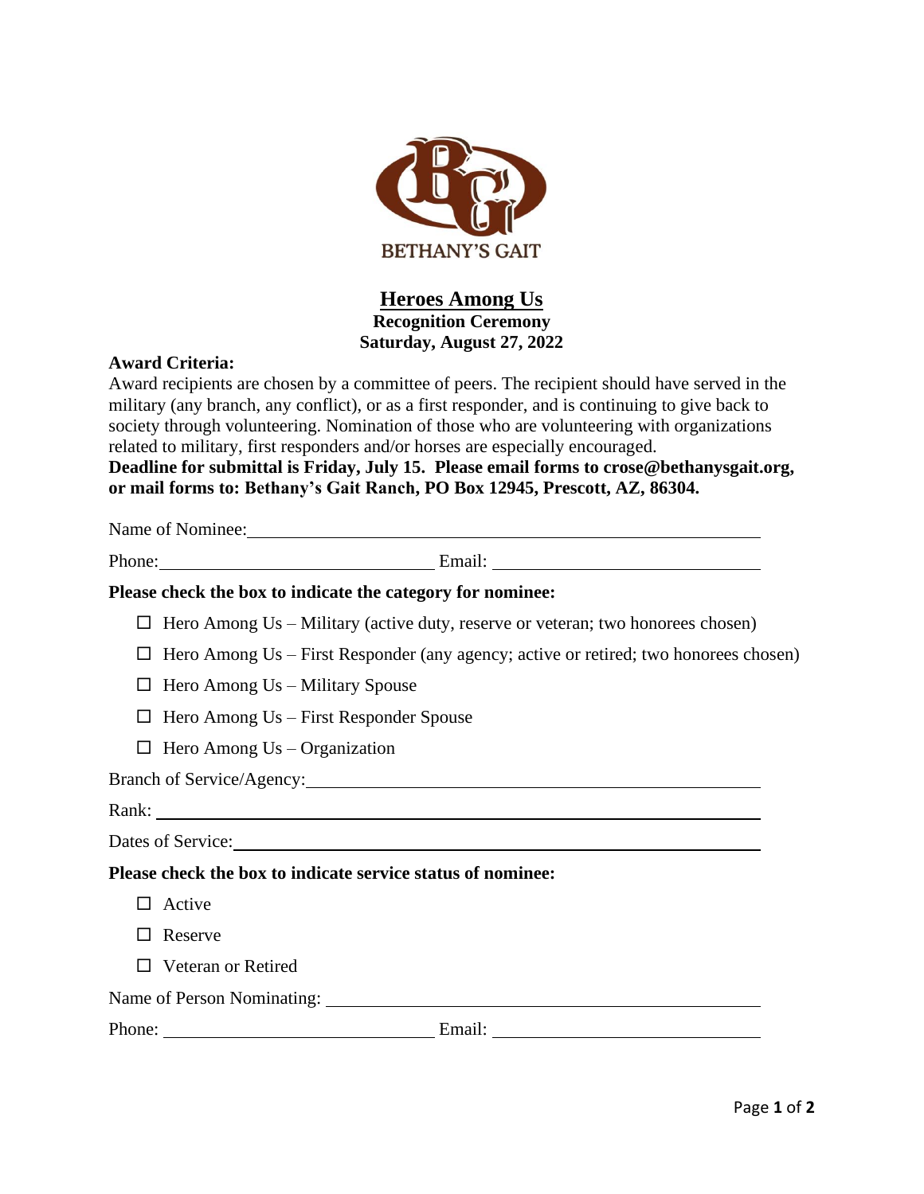BETHANY'S GAIT

# Heroes Among Us

**Recognition Ceremony**
**Saturday, August 27, 2022**

**Award Criteria:**

Award recipients are chosen by a committee of peers. The recipient should have served in the military (any branch, any conflict), or as a first responder, and is continuing to give back to society through volunteering. Nomination of those who are volunteering with organizations related to military, first responders and/or horses are especially encouraged.

**Deadline for submittal is Friday, July 15. Please email forms to crose@bethanysgait.org, or mail forms to: Bethany's Gait Ranch, PO Box 12945, Prescott, AZ, 86304.**

Name of Nominee: ______________________________________________

Phone: ______________________ Email: ______________________

**Please check the box to indicate the category for nominee:**

- ☐ Hero Among Us – Military (active duty, reserve or veteran; two honorees chosen)
- ☐ Hero Among Us – First Responder (any agency; active or retired; two honorees chosen)
- ☐ Hero Among Us – Military Spouse
- ☐ Hero Among Us – First Responder Spouse
- ☐ Hero Among Us – Organization

Branch of Service/Agency: ______________________________________________

Rank: ______________________________________________

Dates of Service: ______________________________________________

**Please check the box to indicate service status of nominee:**

- ☐ Active
- ☐ Reserve
- ☐ Veteran or Retired

Name of Person Nominating: ______________________________________________

Phone: ______________________ Email: ______________________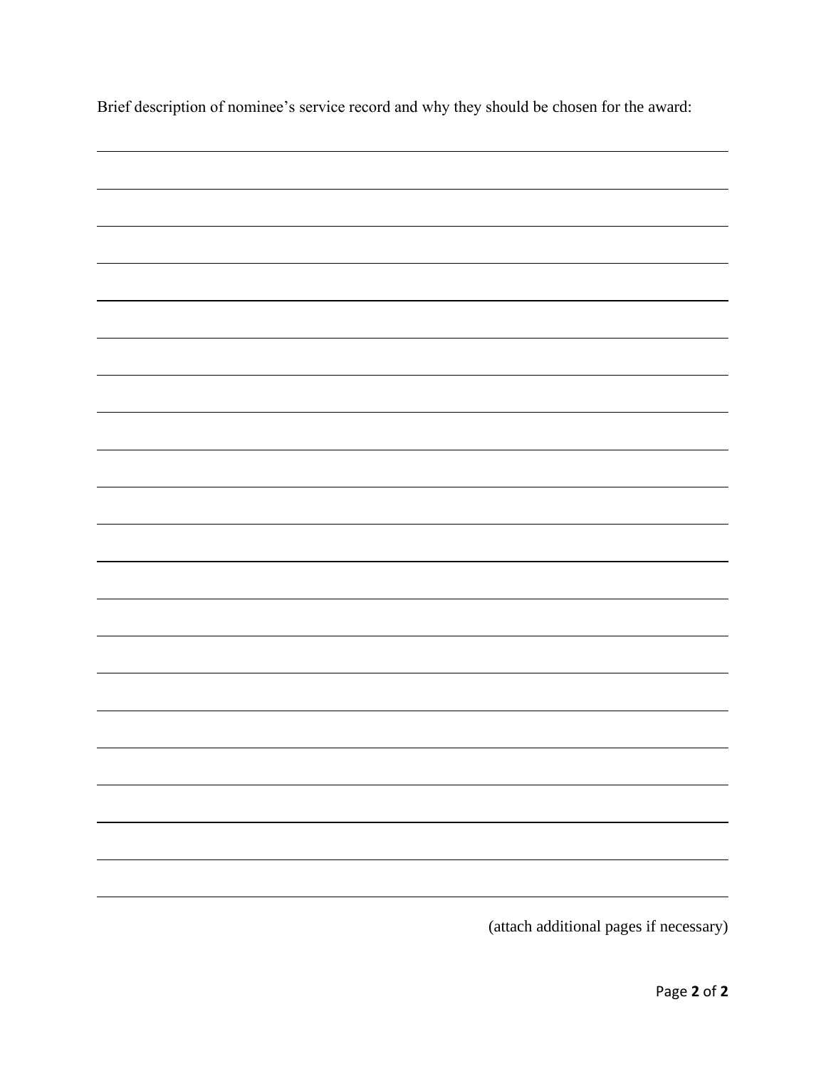Brief description of nominee's service record and why they should be chosen for the award:

\_\_\_\_\_\_\_\_\_\_\_\_\_\_\_\_\_\_\_\_\_\_\_\_\_\_\_\_\_\_\_\_\_\_\_\_\_\_\_\_\_\_\_\_\_\_\_\_\_\_\_\_\_\_\_\_\_\_\_\_\_\_\_\_\_\_\_\_\_\_\_\_\_\_\_\_

\_\_\_\_\_\_\_\_\_\_\_\_\_\_\_\_\_\_\_\_\_\_\_\_\_\_\_\_\_\_\_\_\_\_\_\_\_\_\_\_\_\_\_\_\_\_\_\_\_\_\_\_\_\_\_\_\_\_\_\_\_\_\_\_\_\_\_\_\_\_\_\_\_\_\_\_

\_\_\_\_\_\_\_\_\_\_\_\_\_\_\_\_\_\_\_\_\_\_\_\_\_\_\_\_\_\_\_\_\_\_\_\_\_\_\_\_\_\_\_\_\_\_\_\_\_\_\_\_\_\_\_\_\_\_\_\_\_\_\_\_\_\_\_\_\_\_\_\_\_\_\_\_

\_\_\_\_\_\_\_\_\_\_\_\_\_\_\_\_\_\_\_\_\_\_\_\_\_\_\_\_\_\_\_\_\_\_\_\_\_\_\_\_\_\_\_\_\_\_\_\_\_\_\_\_\_\_\_\_\_\_\_\_\_\_\_\_\_\_\_\_\_\_\_\_\_\_\_\_

\_\_\_\_\_\_\_\_\_\_\_\_\_\_\_\_\_\_\_\_\_\_\_\_\_\_\_\_\_\_\_\_\_\_\_\_\_\_\_\_\_\_\_\_\_\_\_\_\_\_\_\_\_\_\_\_\_\_\_\_\_\_\_\_\_\_\_\_\_\_\_\_\_\_\_\_

\_\_\_\_\_\_\_\_\_\_\_\_\_\_\_\_\_\_\_\_\_\_\_\_\_\_\_\_\_\_\_\_\_\_\_\_\_\_\_\_\_\_\_\_\_\_\_\_\_\_\_\_\_\_\_\_\_\_\_\_\_\_\_\_\_\_\_\_\_\_\_\_\_\_\_\_

\_\_\_\_\_\_\_\_\_\_\_\_\_\_\_\_\_\_\_\_\_\_\_\_\_\_\_\_\_\_\_\_\_\_\_\_\_\_\_\_\_\_\_\_\_\_\_\_\_\_\_\_\_\_\_\_\_\_\_\_\_\_\_\_\_\_\_\_\_\_\_\_\_\_\_\_

\_\_\_\_\_\_\_\_\_\_\_\_\_\_\_\_\_\_\_\_\_\_\_\_\_\_\_\_\_\_\_\_\_\_\_\_\_\_\_\_\_\_\_\_\_\_\_\_\_\_\_\_\_\_\_\_\_\_\_\_\_\_\_\_\_\_\_\_\_\_\_\_\_\_\_\_

\_\_\_\_\_\_\_\_\_\_\_\_\_\_\_\_\_\_\_\_\_\_\_\_\_\_\_\_\_\_\_\_\_\_\_\_\_\_\_\_\_\_\_\_\_\_\_\_\_\_\_\_\_\_\_\_\_\_\_\_\_\_\_\_\_\_\_\_\_\_\_\_\_\_\_\_

\_\_\_\_\_\_\_\_\_\_\_\_\_\_\_\_\_\_\_\_\_\_\_\_\_\_\_\_\_\_\_\_\_\_\_\_\_\_\_\_\_\_\_\_\_\_\_\_\_\_\_\_\_\_\_\_\_\_\_\_\_\_\_\_\_\_\_\_\_\_\_\_\_\_\_\_

\_\_\_\_\_\_\_\_\_\_\_\_\_\_\_\_\_\_\_\_\_\_\_\_\_\_\_\_\_\_\_\_\_\_\_\_\_\_\_\_\_\_\_\_\_\_\_\_\_\_\_\_\_\_\_\_\_\_\_\_\_\_\_\_\_\_\_\_\_\_\_\_\_\_\_\_

\_\_\_\_\_\_\_\_\_\_\_\_\_\_\_\_\_\_\_\_\_\_\_\_\_\_\_\_\_\_\_\_\_\_\_\_\_\_\_\_\_\_\_\_\_\_\_\_\_\_\_\_\_\_\_\_\_\_\_\_\_\_\_\_\_\_\_\_\_\_\_\_\_\_\_\_

\_\_\_\_\_\_\_\_\_\_\_\_\_\_\_\_\_\_\_\_\_\_\_\_\_\_\_\_\_\_\_\_\_\_\_\_\_\_\_\_\_\_\_\_\_\_\_\_\_\_\_\_\_\_\_\_\_\_\_\_\_\_\_\_\_\_\_\_\_\_\_\_\_\_\_\_

\_\_\_\_\_\_\_\_\_\_\_\_\_\_\_\_\_\_\_\_\_\_\_\_\_\_\_\_\_\_\_\_\_\_\_\_\_\_\_\_\_\_\_\_\_\_\_\_\_\_\_\_\_\_\_\_\_\_\_\_\_\_\_\_\_\_\_\_\_\_\_\_\_\_\_\_

\_\_\_\_\_\_\_\_\_\_\_\_\_\_\_\_\_\_\_\_\_\_\_\_\_\_\_\_\_\_\_\_\_\_\_\_\_\_\_\_\_\_\_\_\_\_\_\_\_\_\_\_\_\_\_\_\_\_\_\_\_\_\_\_\_\_\_\_\_\_\_\_\_\_\_\_

\_\_\_\_\_\_\_\_\_\_\_\_\_\_\_\_\_\_\_\_\_\_\_\_\_\_\_\_\_\_\_\_\_\_\_\_\_\_\_\_\_\_\_\_\_\_\_\_\_\_\_\_\_\_\_\_\_\_\_\_\_\_\_\_\_\_\_\_\_\_\_\_\_\_\_\_

\_\_\_\_\_\_\_\_\_\_\_\_\_\_\_\_\_\_\_\_\_\_\_\_\_\_\_\_\_\_\_\_\_\_\_\_\_\_\_\_\_\_\_\_\_\_\_\_\_\_\_\_\_\_\_\_\_\_\_\_\_\_\_\_\_\_\_\_\_\_\_\_\_\_\_\_

\_\_\_\_\_\_\_\_\_\_\_\_\_\_\_\_\_\_\_\_\_\_\_\_\_\_\_\_\_\_\_\_\_\_\_\_\_\_\_\_\_\_\_\_\_\_\_\_\_\_\_\_\_\_\_\_\_\_\_\_\_\_\_\_\_\_\_\_\_\_\_\_\_\_\_\_

\_\_\_\_\_\_\_\_\_\_\_\_\_\_\_\_\_\_\_\_\_\_\_\_\_\_\_\_\_\_\_\_\_\_\_\_\_\_\_\_\_\_\_\_\_\_\_\_\_\_\_\_\_\_\_\_\_\_\_\_\_\_\_\_\_\_\_\_\_\_\_\_\_\_\_\_

\_\_\_\_\_\_\_\_\_\_\_\_\_\_\_\_\_\_\_\_\_\_\_\_\_\_\_\_\_\_\_\_\_\_\_\_\_\_\_\_\_\_\_\_\_\_\_\_\_\_\_\_\_\_\_\_\_\_\_\_\_\_\_\_\_\_\_\_\_\_\_\_\_\_\_\_

\_\_\_\_\_\_\_\_\_\_\_\_\_\_\_\_\_\_\_\_\_\_\_\_\_\_\_\_\_\_\_\_\_\_\_\_\_\_\_\_\_\_\_\_\_\_\_\_\_\_\_\_\_\_\_\_\_\_\_\_\_\_\_\_\_\_\_\_\_\_\_\_\_\_\_\_

(attach additional pages if necessary)